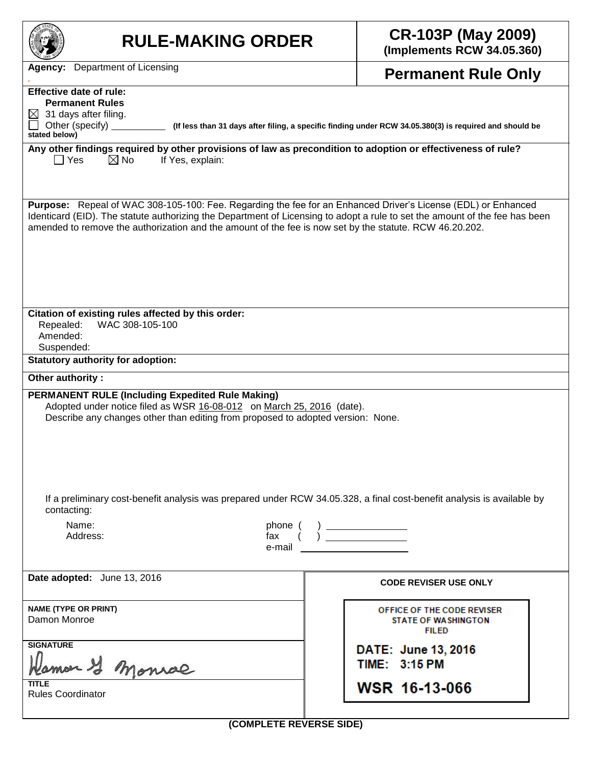# RULE-MAKING ORDER

**CR-103P (May 2009)**
**(Implements RCW 34.05.360)**

**Agency:** Department of Licensing

**Permanent Rule Only**

**Effective date of rule:**
**Permanent Rules**

☒ 31 days after filing.
☐ Other (specify) __________ **(If less than 31 days after filing, a specific finding under RCW 34.05.380(3) is required and should be stated below)**

**Any other findings required by other provisions of law as precondition to adoption or effectiveness of rule?**
☐ Yes ☒ No If Yes, explain:

**Purpose:** Repeal of WAC 308-105-100: Fee. Regarding the fee for an Enhanced Driver's License (EDL) or Enhanced Identicard (EID). The statute authorizing the Department of Licensing to adopt a rule to set the amount of the fee has been amended to remove the authorization and the amount of the fee is now set by the statute. RCW 46.20.202.

**Citation of existing rules affected by this order:**
Repealed: WAC 308-105-100
Amended:
Suspended:

**Statutory authority for adoption:**

**Other authority :**

**PERMANENT RULE (Including Expedited Rule Making)**
Adopted under notice filed as WSR 16-08-012 on March 25, 2016 (date).
Describe any changes other than editing from proposed to adopted version: None.

If a preliminary cost-benefit analysis was prepared under RCW 34.05.328, a final cost-benefit analysis is available by contacting:

Name: phone ( ) ______________
Address: fax ( ) ______________
e-mail ______________

**Date adopted:** June 13, 2016

**NAME (TYPE OR PRINT)**
Damon Monroe

**SIGNATURE**
Damon G Monroe

**TITLE**
Rules Coordinator

**CODE REVISER USE ONLY**

OFFICE OF THE CODE REVISER
STATE OF WASHINGTON
FILED

DATE: June 13, 2016
TIME: 3:15 PM

WSR 16-13-066

**(COMPLETE REVERSE SIDE)**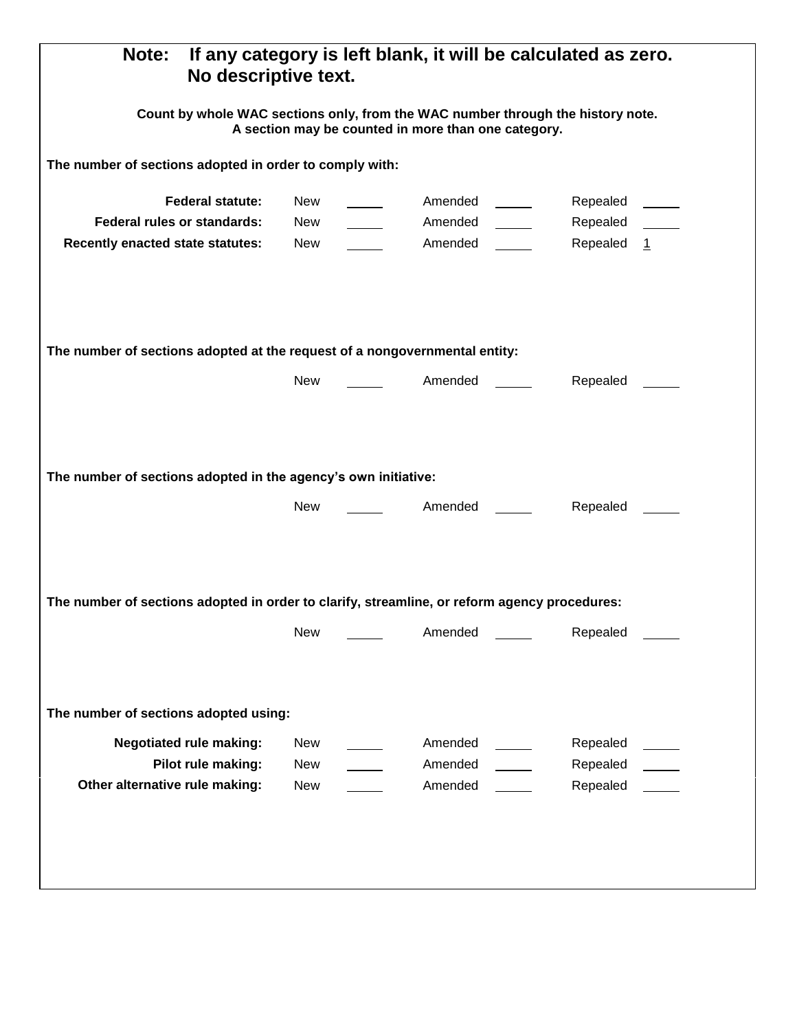**Note: If any category is left blank, it will be calculated as zero. No descriptive text.**

**Count by whole WAC sections only, from the WAC number through the history note. A section may be counted in more than one category.**

**The number of sections adopted in order to comply with:**

| | | | | | | |
|---|---|---|---|---|---|---|
| **Federal statute:** | New | ____ | Amended | ____ | Repealed | ____ |
| **Federal rules or standards:** | New | ____ | Amended | ____ | Repealed | ____ |
| **Recently enacted state statutes:** | New | ____ | Amended | ____ | Repealed | 1 |

**The number of sections adopted at the request of a nongovernmental entity:**

| | | | | | |
|---|---|---|---|---|---|
| New | ____ | Amended | ____ | Repealed | ____ |

**The number of sections adopted in the agency's own initiative:**

| | | | | | |
|---|---|---|---|---|---|
| New | ____ | Amended | ____ | Repealed | ____ |

**The number of sections adopted in order to clarify, streamline, or reform agency procedures:**

| | | | | | |
|---|---|---|---|---|---|
| New | ____ | Amended | ____ | Repealed | ____ |

**The number of sections adopted using:**

| | | | | | | |
|---|---|---|---|---|---|---|
| **Negotiated rule making:** | New | ____ | Amended | ____ | Repealed | ____ |
| **Pilot rule making:** | New | ____ | Amended | ____ | Repealed | ____ |
| **Other alternative rule making:** | New | ____ | Amended | ____ | Repealed | ____ |